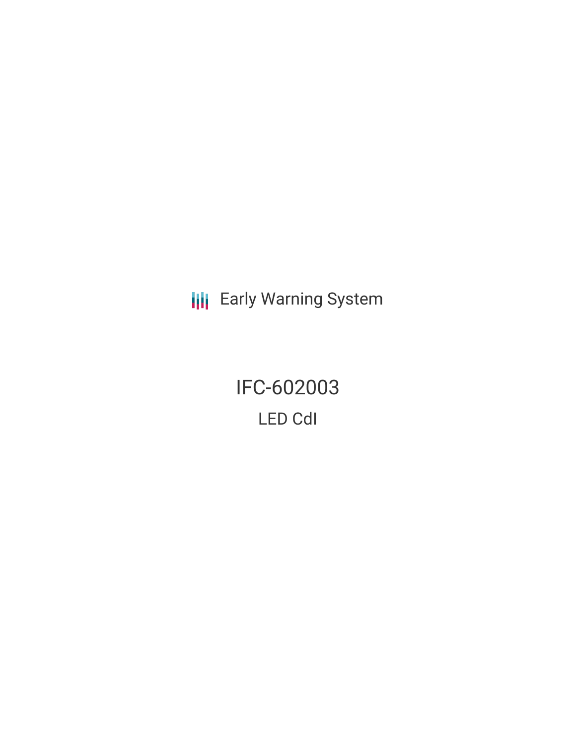Early Warning System

# IFC-602003

## LED CdI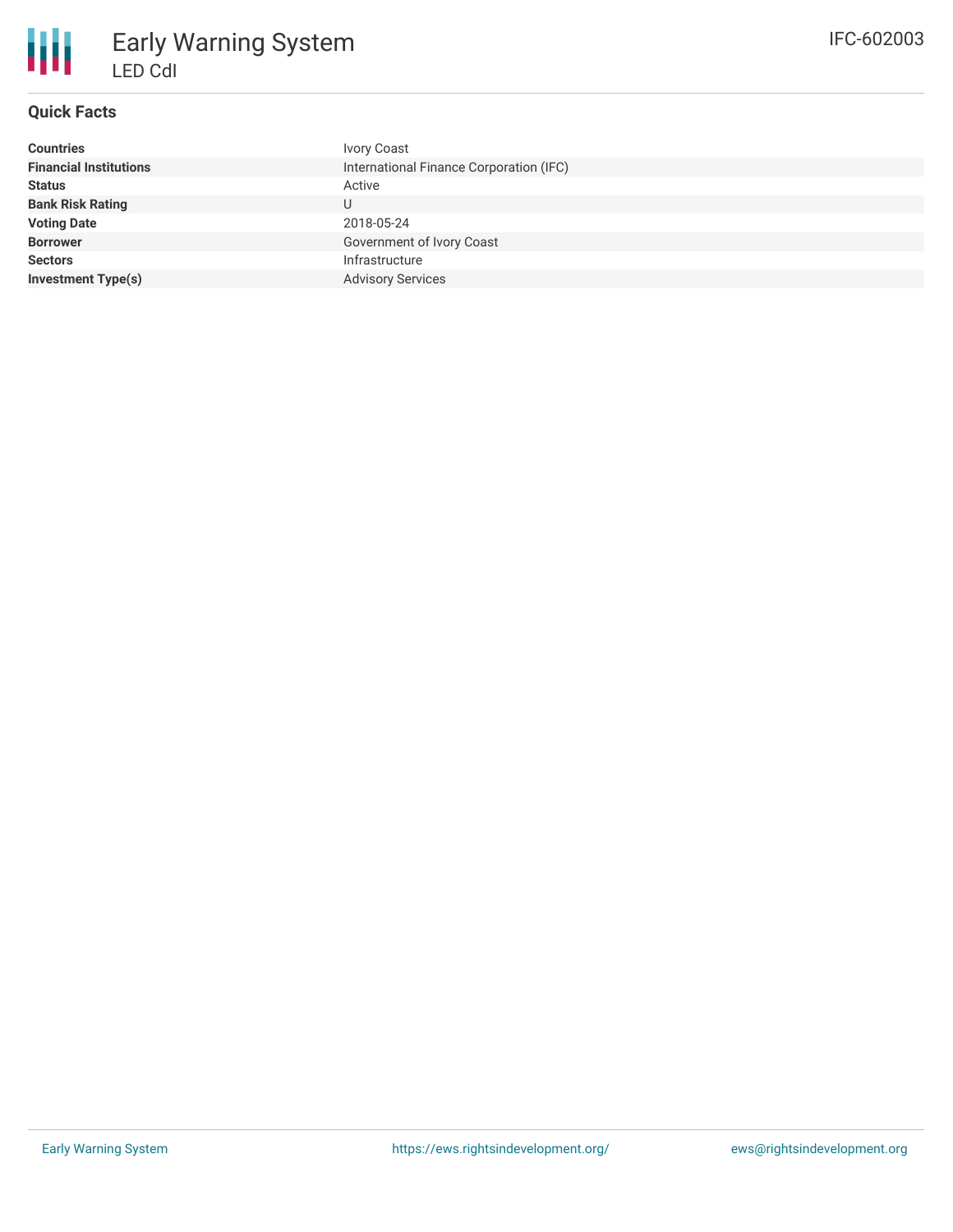# Early Warning System

## LED CdI

IFC-602003

### Quick Facts

| | |
|---|---|
| **Countries** | Ivory Coast |
| **Financial Institutions** | International Finance Corporation (IFC) |
| **Status** | Active |
| **Bank Risk Rating** | U |
| **Voting Date** | 2018-05-24 |
| **Borrower** | Government of Ivory Coast |
| **Sectors** | Infrastructure |
| **Investment Type(s)** | Advisory Services |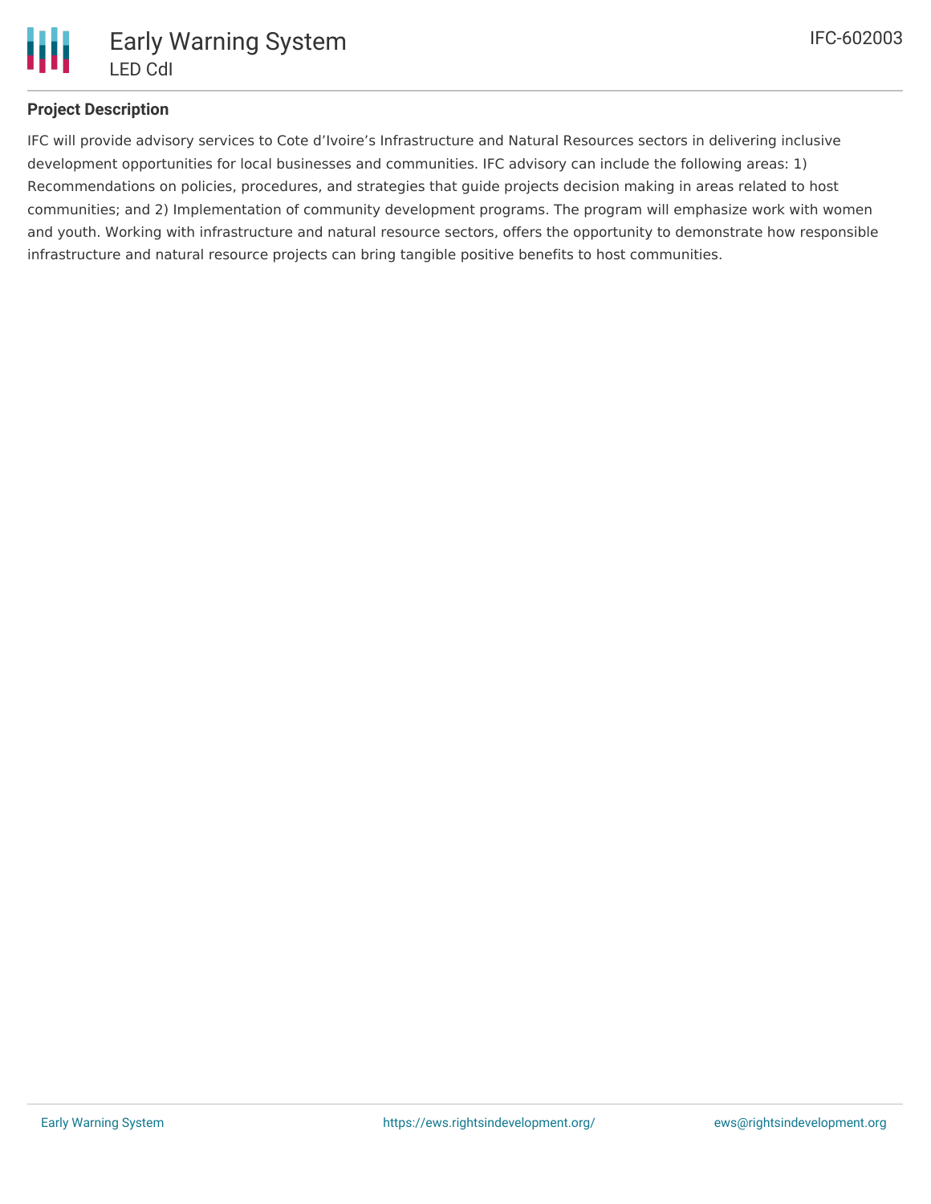## Project Description

IFC will provide advisory services to Cote d'Ivoire's Infrastructure and Natural Resources sectors in delivering inclusive development opportunities for local businesses and communities. IFC advisory can include the following areas: 1) Recommendations on policies, procedures, and strategies that guide projects decision making in areas related to host communities; and 2) Implementation of community development programs. The program will emphasize work with women and youth. Working with infrastructure and natural resource sectors, offers the opportunity to demonstrate how responsible infrastructure and natural resource projects can bring tangible positive benefits to host communities.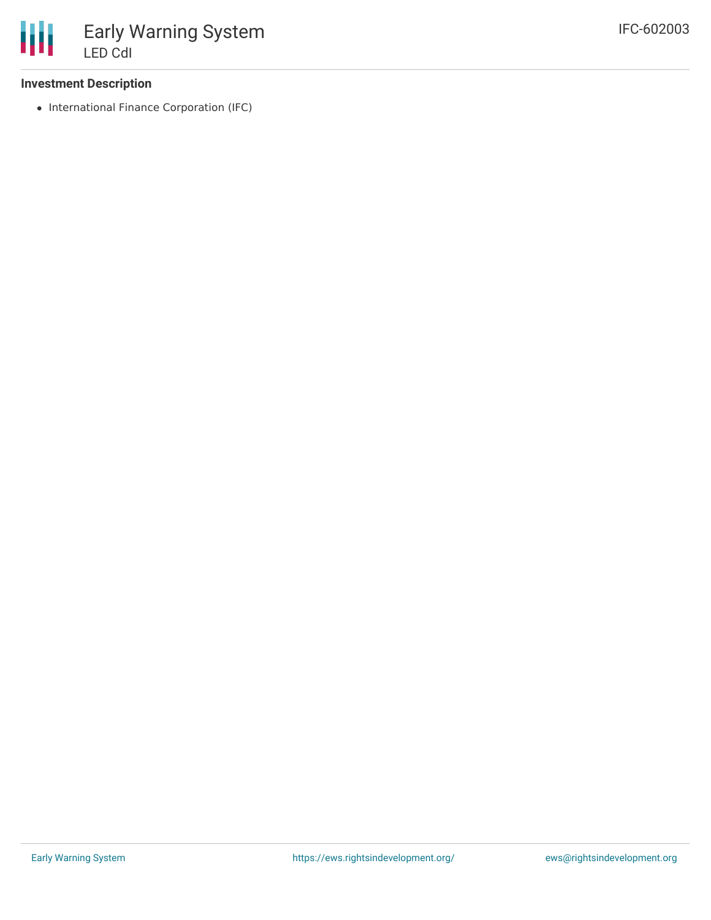### Investment Description

- International Finance Corporation (IFC)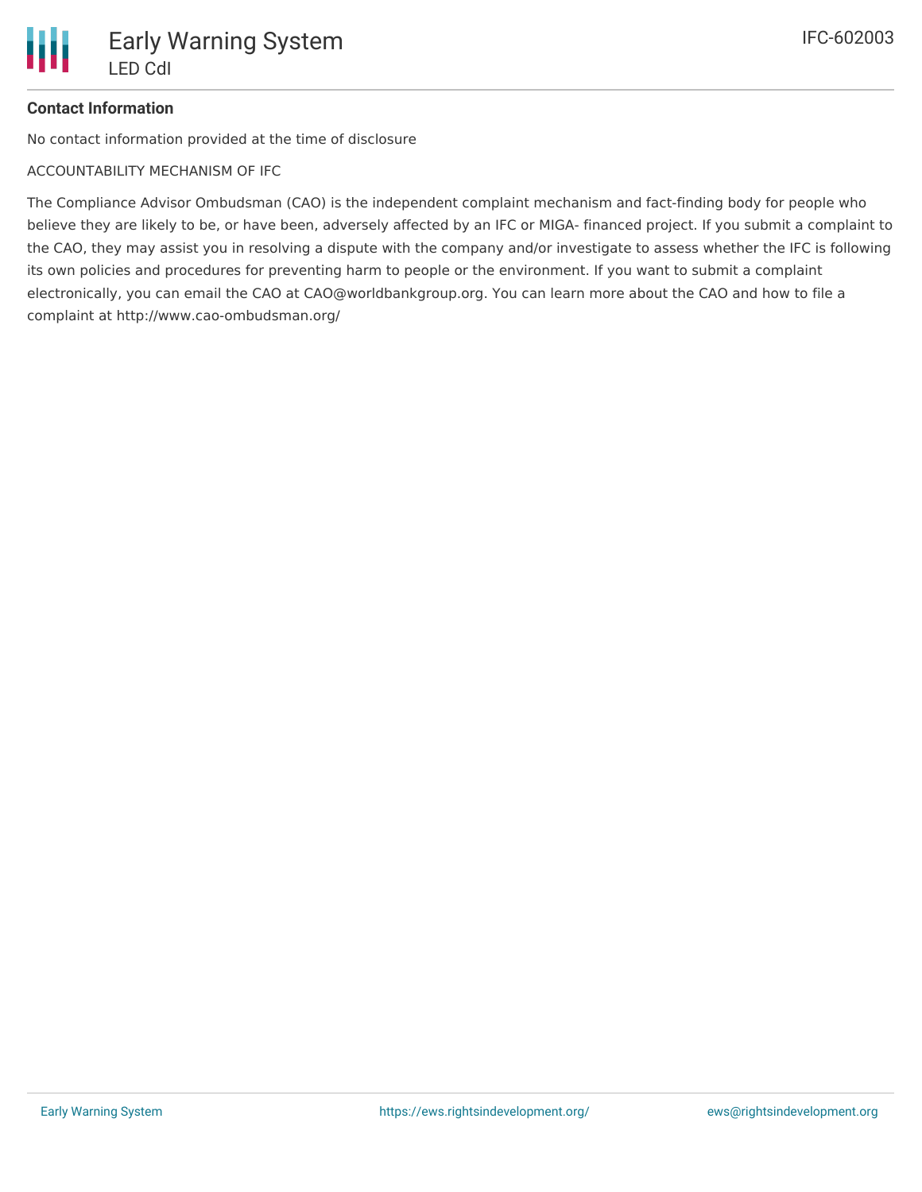**Contact Information**

No contact information provided at the time of disclosure

ACCOUNTABILITY MECHANISM OF IFC

The Compliance Advisor Ombudsman (CAO) is the independent complaint mechanism and fact-finding body for people who believe they are likely to be, or have been, adversely affected by an IFC or MIGA- financed project. If you submit a complaint to the CAO, they may assist you in resolving a dispute with the company and/or investigate to assess whether the IFC is following its own policies and procedures for preventing harm to people or the environment. If you want to submit a complaint electronically, you can email the CAO at CAO@worldbankgroup.org. You can learn more about the CAO and how to file a complaint at http://www.cao-ombudsman.org/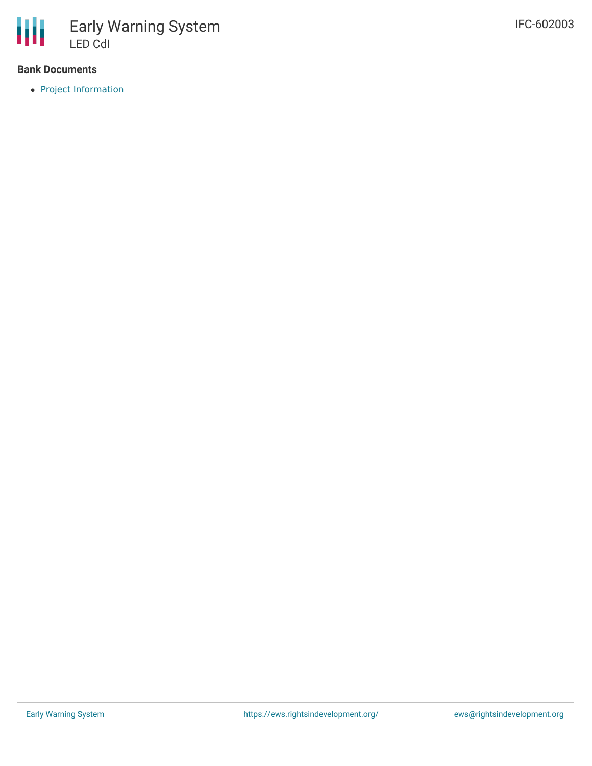**Bank Documents**

- Project Information